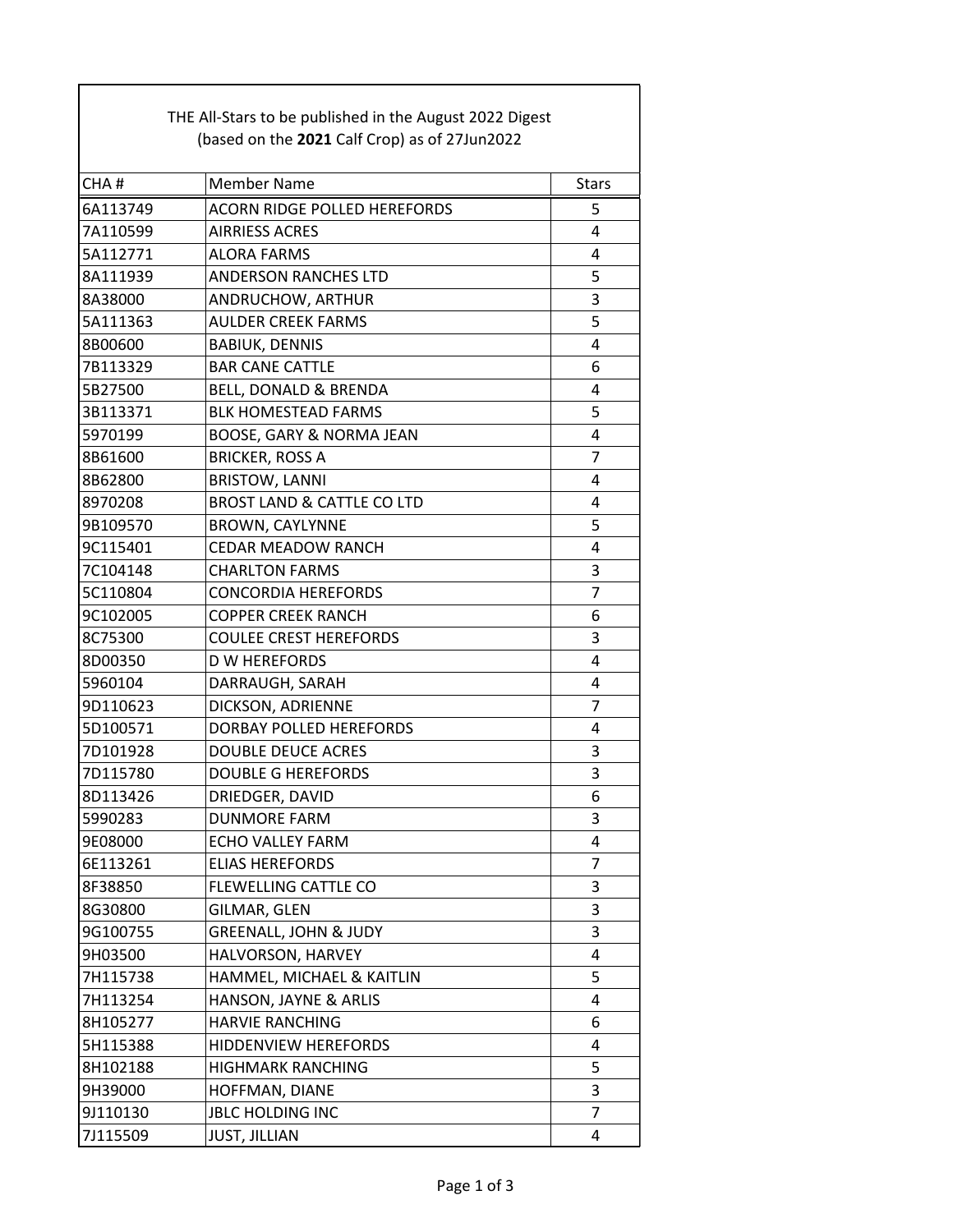THE All-Stars to be published in the August 2022 Digest
(based on the **2021** Calf Crop) as of 27Jun2022

| CHA # | Member Name | Stars |
|---|---|---|
| 6A113749 | ACORN RIDGE POLLED HEREFORDS | 5 |
| 7A110599 | AIRRIESS ACRES | 4 |
| 5A112771 | ALORA FARMS | 4 |
| 8A111939 | ANDERSON RANCHES LTD | 5 |
| 8A38000 | ANDRUCHOW, ARTHUR | 3 |
| 5A111363 | AULDER CREEK FARMS | 5 |
| 8B00600 | BABIUK, DENNIS | 4 |
| 7B113329 | BAR CANE CATTLE | 6 |
| 5B27500 | BELL, DONALD & BRENDA | 4 |
| 3B113371 | BLK HOMESTEAD FARMS | 5 |
| 5970199 | BOOSE, GARY & NORMA JEAN | 4 |
| 8B61600 | BRICKER, ROSS A | 7 |
| 8B62800 | BRISTOW, LANNI | 4 |
| 8970208 | BROST LAND & CATTLE CO LTD | 4 |
| 9B109570 | BROWN, CAYLYNNE | 5 |
| 9C115401 | CEDAR MEADOW RANCH | 4 |
| 7C104148 | CHARLTON FARMS | 3 |
| 5C110804 | CONCORDIA HEREFORDS | 7 |
| 9C102005 | COPPER CREEK RANCH | 6 |
| 8C75300 | COULEE CREST HEREFORDS | 3 |
| 8D00350 | D W HEREFORDS | 4 |
| 5960104 | DARRAUGH, SARAH | 4 |
| 9D110623 | DICKSON, ADRIENNE | 7 |
| 5D100571 | DORBAY POLLED HEREFORDS | 4 |
| 7D101928 | DOUBLE DEUCE ACRES | 3 |
| 7D115780 | DOUBLE G HEREFORDS | 3 |
| 8D113426 | DRIEDGER, DAVID | 6 |
| 5990283 | DUNMORE FARM | 3 |
| 9E08000 | ECHO VALLEY FARM | 4 |
| 6E113261 | ELIAS HEREFORDS | 7 |
| 8F38850 | FLEWELLING CATTLE CO | 3 |
| 8G30800 | GILMAR, GLEN | 3 |
| 9G100755 | GREENALL, JOHN & JUDY | 3 |
| 9H03500 | HALVORSON, HARVEY | 4 |
| 7H115738 | HAMMEL, MICHAEL & KAITLIN | 5 |
| 7H113254 | HANSON, JAYNE & ARLIS | 4 |
| 8H105277 | HARVIE RANCHING | 6 |
| 5H115388 | HIDDENVIEW HEREFORDS | 4 |
| 8H102188 | HIGHMARK RANCHING | 5 |
| 9H39000 | HOFFMAN, DIANE | 3 |
| 9J110130 | JBLC HOLDING INC | 7 |
| 7J115509 | JUST, JILLIAN | 4 |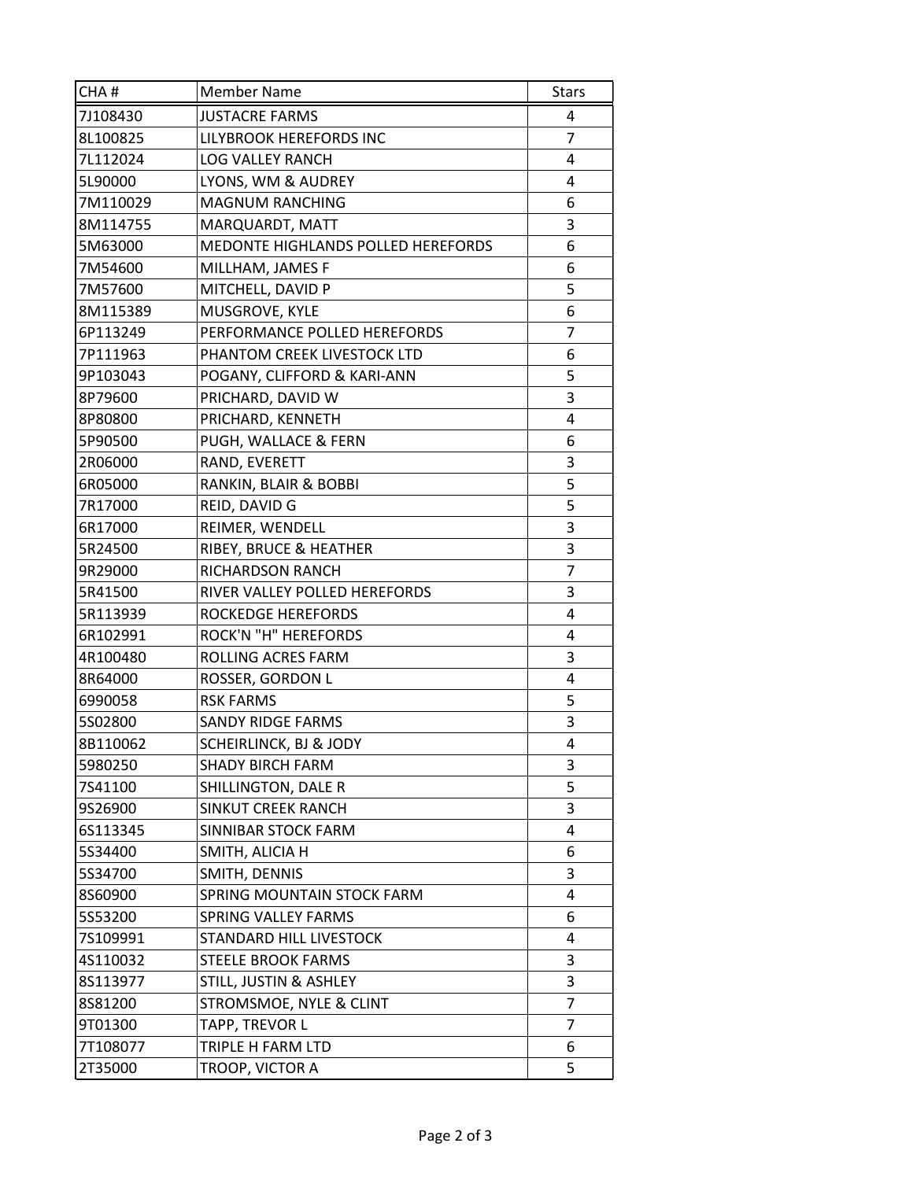| CHA # | Member Name | Stars |
|---|---|---|
| 7J108430 | JUSTACRE FARMS | 4 |
| 8L100825 | LILYBROOK HEREFORDS INC | 7 |
| 7L112024 | LOG VALLEY RANCH | 4 |
| 5L90000 | LYONS, WM & AUDREY | 4 |
| 7M110029 | MAGNUM RANCHING | 6 |
| 8M114755 | MARQUARDT, MATT | 3 |
| 5M63000 | MEDONTE HIGHLANDS POLLED HEREFORDS | 6 |
| 7M54600 | MILLHAM, JAMES F | 6 |
| 7M57600 | MITCHELL, DAVID P | 5 |
| 8M115389 | MUSGROVE, KYLE | 6 |
| 6P113249 | PERFORMANCE POLLED HEREFORDS | 7 |
| 7P111963 | PHANTOM CREEK LIVESTOCK LTD | 6 |
| 9P103043 | POGANY, CLIFFORD & KARI-ANN | 5 |
| 8P79600 | PRICHARD, DAVID W | 3 |
| 8P80800 | PRICHARD, KENNETH | 4 |
| 5P90500 | PUGH, WALLACE & FERN | 6 |
| 2R06000 | RAND, EVERETT | 3 |
| 6R05000 | RANKIN, BLAIR & BOBBI | 5 |
| 7R17000 | REID, DAVID G | 5 |
| 6R17000 | REIMER, WENDELL | 3 |
| 5R24500 | RIBEY, BRUCE & HEATHER | 3 |
| 9R29000 | RICHARDSON RANCH | 7 |
| 5R41500 | RIVER VALLEY POLLED HEREFORDS | 3 |
| 5R113939 | ROCKEDGE HEREFORDS | 4 |
| 6R102991 | ROCK'N "H" HEREFORDS | 4 |
| 4R100480 | ROLLING ACRES FARM | 3 |
| 8R64000 | ROSSER, GORDON L | 4 |
| 6990058 | RSK FARMS | 5 |
| 5S02800 | SANDY RIDGE FARMS | 3 |
| 8B110062 | SCHEIRLINCK, BJ & JODY | 4 |
| 5980250 | SHADY BIRCH FARM | 3 |
| 7S41100 | SHILLINGTON, DALE R | 5 |
| 9S26900 | SINKUT CREEK RANCH | 3 |
| 6S113345 | SINNIBAR STOCK FARM | 4 |
| 5S34400 | SMITH, ALICIA H | 6 |
| 5S34700 | SMITH, DENNIS | 3 |
| 8S60900 | SPRING MOUNTAIN STOCK FARM | 4 |
| 5S53200 | SPRING VALLEY FARMS | 6 |
| 7S109991 | STANDARD HILL LIVESTOCK | 4 |
| 4S110032 | STEELE BROOK FARMS | 3 |
| 8S113977 | STILL, JUSTIN & ASHLEY | 3 |
| 8S81200 | STROMSMOE, NYLE & CLINT | 7 |
| 9T01300 | TAPP, TREVOR L | 7 |
| 7T108077 | TRIPLE H FARM LTD | 6 |
| 2T35000 | TROOP, VICTOR A | 5 |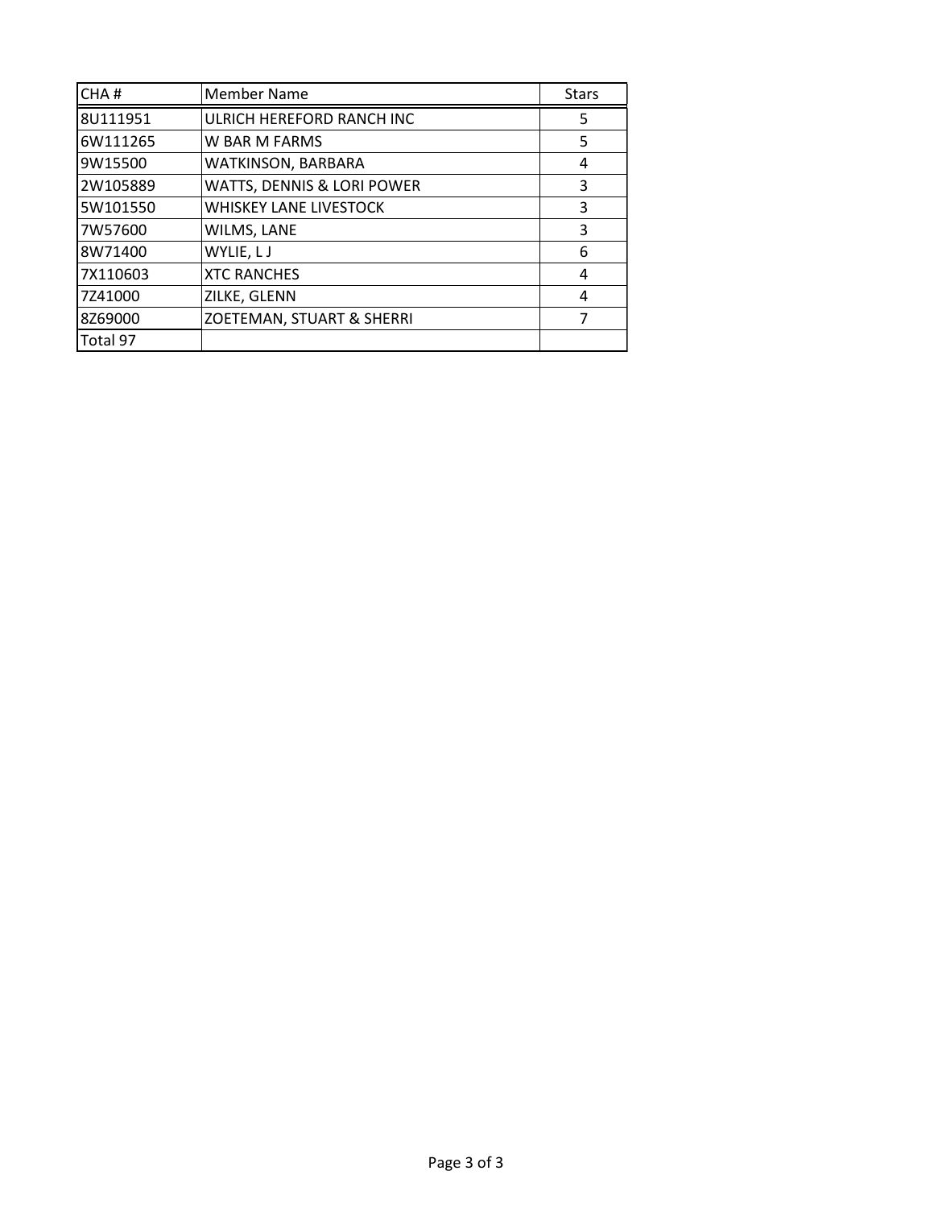| CHA # | Member Name | Stars |
| --- | --- | --- |
| 8U111951 | ULRICH HEREFORD RANCH INC | 5 |
| 6W111265 | W BAR M FARMS | 5 |
| 9W15500 | WATKINSON, BARBARA | 4 |
| 2W105889 | WATTS, DENNIS & LORI POWER | 3 |
| 5W101550 | WHISKEY LANE LIVESTOCK | 3 |
| 7W57600 | WILMS, LANE | 3 |
| 8W71400 | WYLIE, L J | 6 |
| 7X110603 | XTC RANCHES | 4 |
| 7Z41000 | ZILKE, GLENN | 4 |
| 8Z69000 | ZOETEMAN, STUART & SHERRI | 7 |
| Total 97 | | |